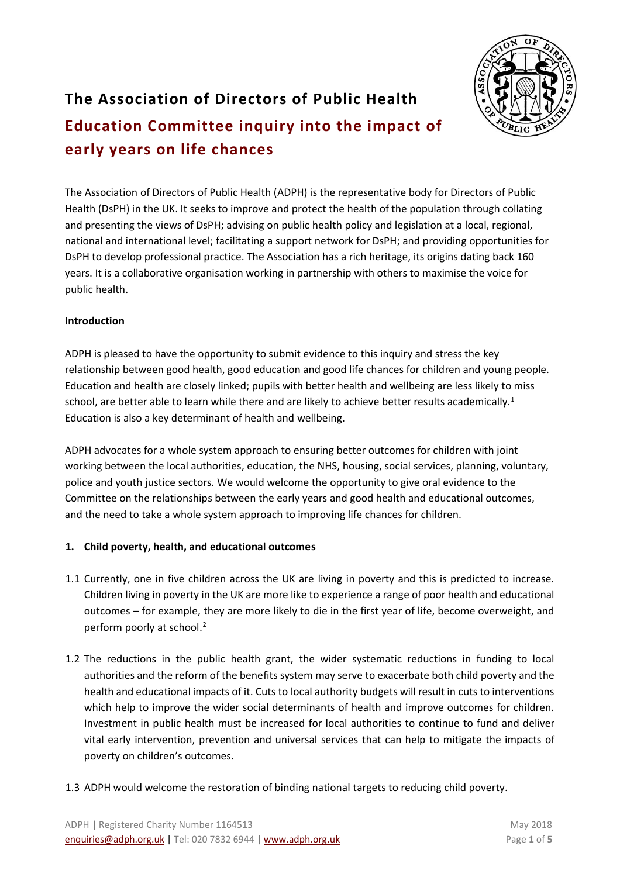# The Association of Directors of Public Health

## Education Committee inquiry into the impact of early years on life chances

The Association of Directors of Public Health (ADPH) is the representative body for Directors of Public Health (DsPH) in the UK. It seeks to improve and protect the health of the population through collating and presenting the views of DsPH; advising on public health policy and legislation at a local, regional, national and international level; facilitating a support network for DsPH; and providing opportunities for DsPH to develop professional practice. The Association has a rich heritage, its origins dating back 160 years. It is a collaborative organisation working in partnership with others to maximise the voice for public health.

**Introduction**

ADPH is pleased to have the opportunity to submit evidence to this inquiry and stress the key relationship between good health, good education and good life chances for children and young people. Education and health are closely linked; pupils with better health and wellbeing are less likely to miss school, are better able to learn while there and are likely to achieve better results academically.[1] Education is also a key determinant of health and wellbeing.

ADPH advocates for a whole system approach to ensuring better outcomes for children with joint working between the local authorities, education, the NHS, housing, social services, planning, voluntary, police and youth justice sectors. We would welcome the opportunity to give oral evidence to the Committee on the relationships between the early years and good health and educational outcomes, and the need to take a whole system approach to improving life chances for children.

**1. Child poverty, health, and educational outcomes**

1.1 Currently, one in five children across the UK are living in poverty and this is predicted to increase. Children living in poverty in the UK are more like to experience a range of poor health and educational outcomes – for example, they are more likely to die in the first year of life, become overweight, and perform poorly at school.[2]

1.2 The reductions in the public health grant, the wider systematic reductions in funding to local authorities and the reform of the benefits system may serve to exacerbate both child poverty and the health and educational impacts of it. Cuts to local authority budgets will result in cuts to interventions which help to improve the wider social determinants of health and improve outcomes for children. Investment in public health must be increased for local authorities to continue to fund and deliver vital early intervention, prevention and universal services that can help to mitigate the impacts of poverty on children's outcomes.

1.3 ADPH would welcome the restoration of binding national targets to reducing child poverty.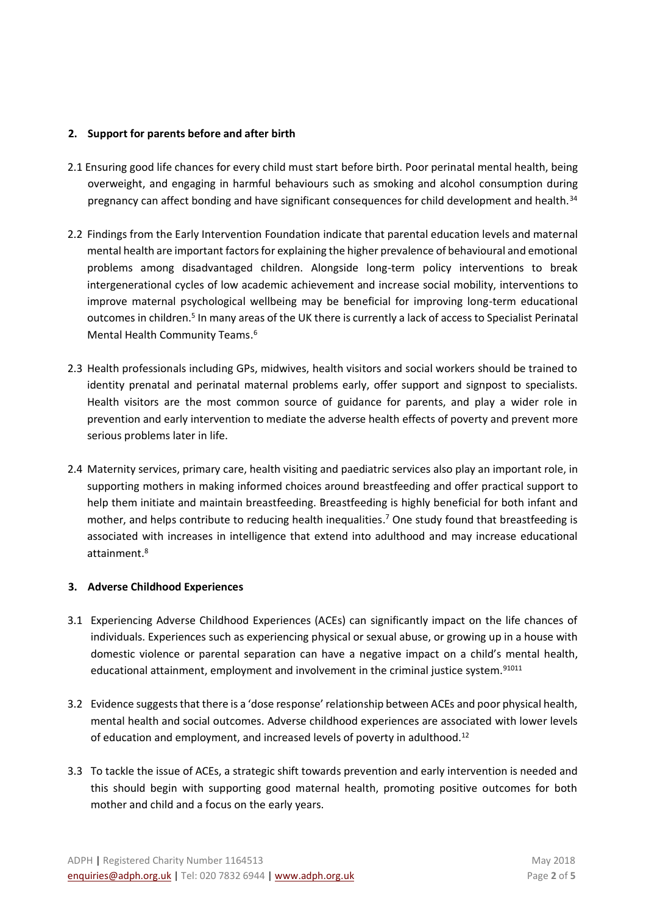## 2. Support for parents before and after birth

2.1 Ensuring good life chances for every child must start before birth. Poor perinatal mental health, being overweight, and engaging in harmful behaviours such as smoking and alcohol consumption during pregnancy can affect bonding and have significant consequences for child development and health.[3,4]

2.2 Findings from the Early Intervention Foundation indicate that parental education levels and maternal mental health are important factors for explaining the higher prevalence of behavioural and emotional problems among disadvantaged children. Alongside long-term policy interventions to break intergenerational cycles of low academic achievement and increase social mobility, interventions to improve maternal psychological wellbeing may be beneficial for improving long-term educational outcomes in children.[5] In many areas of the UK there is currently a lack of access to Specialist Perinatal Mental Health Community Teams.[6]

2.3 Health professionals including GPs, midwives, health visitors and social workers should be trained to identity prenatal and perinatal maternal problems early, offer support and signpost to specialists. Health visitors are the most common source of guidance for parents, and play a wider role in prevention and early intervention to mediate the adverse health effects of poverty and prevent more serious problems later in life.

2.4 Maternity services, primary care, health visiting and paediatric services also play an important role, in supporting mothers in making informed choices around breastfeeding and offer practical support to help them initiate and maintain breastfeeding. Breastfeeding is highly beneficial for both infant and mother, and helps contribute to reducing health inequalities.[7] One study found that breastfeeding is associated with increases in intelligence that extend into adulthood and may increase educational attainment.[8]

## 3. Adverse Childhood Experiences

3.1 Experiencing Adverse Childhood Experiences (ACEs) can significantly impact on the life chances of individuals. Experiences such as experiencing physical or sexual abuse, or growing up in a house with domestic violence or parental separation can have a negative impact on a child's mental health, educational attainment, employment and involvement in the criminal justice system.[9,10,11]

3.2 Evidence suggests that there is a 'dose response' relationship between ACEs and poor physical health, mental health and social outcomes. Adverse childhood experiences are associated with lower levels of education and employment, and increased levels of poverty in adulthood.[12]

3.3 To tackle the issue of ACEs, a strategic shift towards prevention and early intervention is needed and this should begin with supporting good maternal health, promoting positive outcomes for both mother and child and a focus on the early years.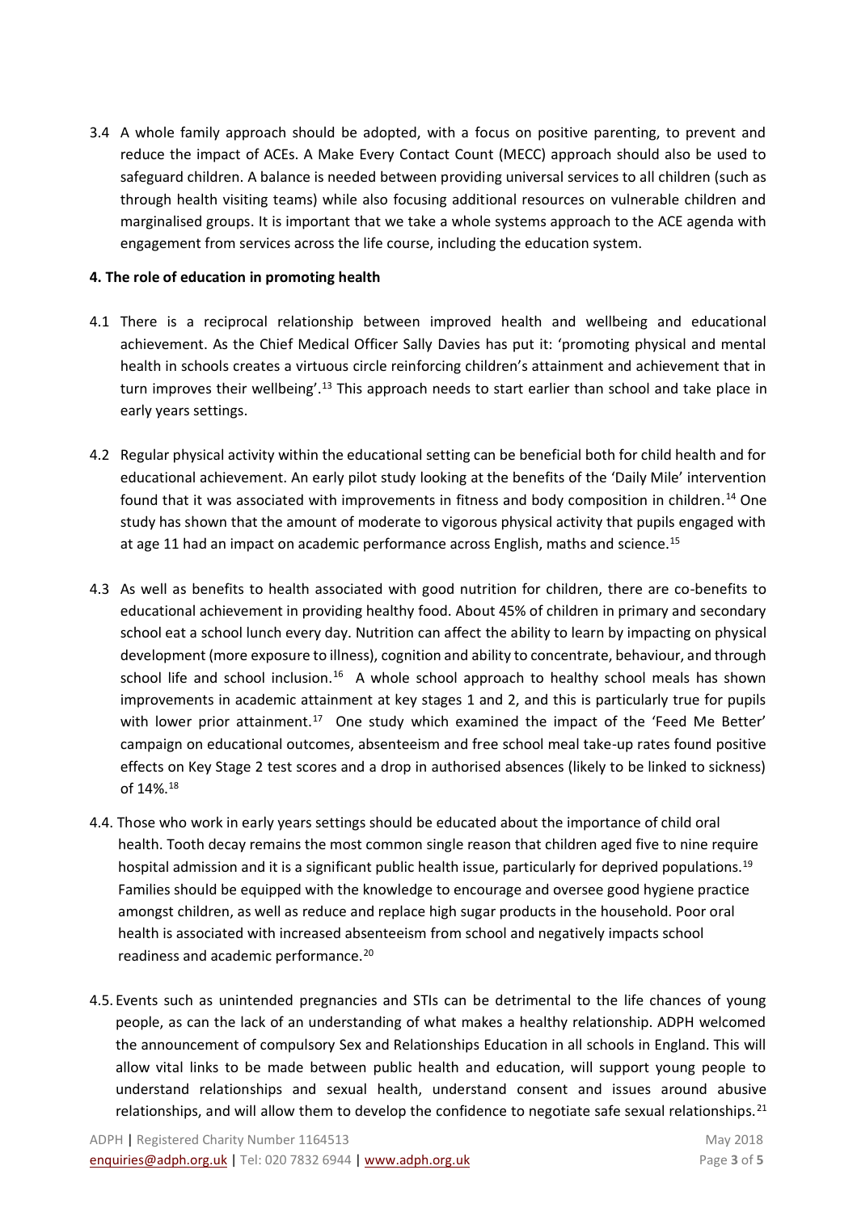3.4 A whole family approach should be adopted, with a focus on positive parenting, to prevent and reduce the impact of ACEs. A Make Every Contact Count (MECC) approach should also be used to safeguard children. A balance is needed between providing universal services to all children (such as through health visiting teams) while also focusing additional resources on vulnerable children and marginalised groups. It is important that we take a whole systems approach to the ACE agenda with engagement from services across the life course, including the education system.

**4. The role of education in promoting health**

4.1 There is a reciprocal relationship between improved health and wellbeing and educational achievement. As the Chief Medical Officer Sally Davies has put it: 'promoting physical and mental health in schools creates a virtuous circle reinforcing children's attainment and achievement that in turn improves their wellbeing'.[13] This approach needs to start earlier than school and take place in early years settings.

4.2 Regular physical activity within the educational setting can be beneficial both for child health and for educational achievement. An early pilot study looking at the benefits of the 'Daily Mile' intervention found that it was associated with improvements in fitness and body composition in children.[14] One study has shown that the amount of moderate to vigorous physical activity that pupils engaged with at age 11 had an impact on academic performance across English, maths and science.[15]

4.3 As well as benefits to health associated with good nutrition for children, there are co-benefits to educational achievement in providing healthy food. About 45% of children in primary and secondary school eat a school lunch every day. Nutrition can affect the ability to learn by impacting on physical development (more exposure to illness), cognition and ability to concentrate, behaviour, and through school life and school inclusion.[16] A whole school approach to healthy school meals has shown improvements in academic attainment at key stages 1 and 2, and this is particularly true for pupils with lower prior attainment.[17] One study which examined the impact of the 'Feed Me Better' campaign on educational outcomes, absenteeism and free school meal take-up rates found positive effects on Key Stage 2 test scores and a drop in authorised absences (likely to be linked to sickness) of 14%.[18]

4.4. Those who work in early years settings should be educated about the importance of child oral health. Tooth decay remains the most common single reason that children aged five to nine require hospital admission and it is a significant public health issue, particularly for deprived populations.[19] Families should be equipped with the knowledge to encourage and oversee good hygiene practice amongst children, as well as reduce and replace high sugar products in the household. Poor oral health is associated with increased absenteeism from school and negatively impacts school readiness and academic performance.[20]

4.5. Events such as unintended pregnancies and STIs can be detrimental to the life chances of young people, as can the lack of an understanding of what makes a healthy relationship. ADPH welcomed the announcement of compulsory Sex and Relationships Education in all schools in England. This will allow vital links to be made between public health and education, will support young people to understand relationships and sexual health, understand consent and issues around abusive relationships, and will allow them to develop the confidence to negotiate safe sexual relationships.[21]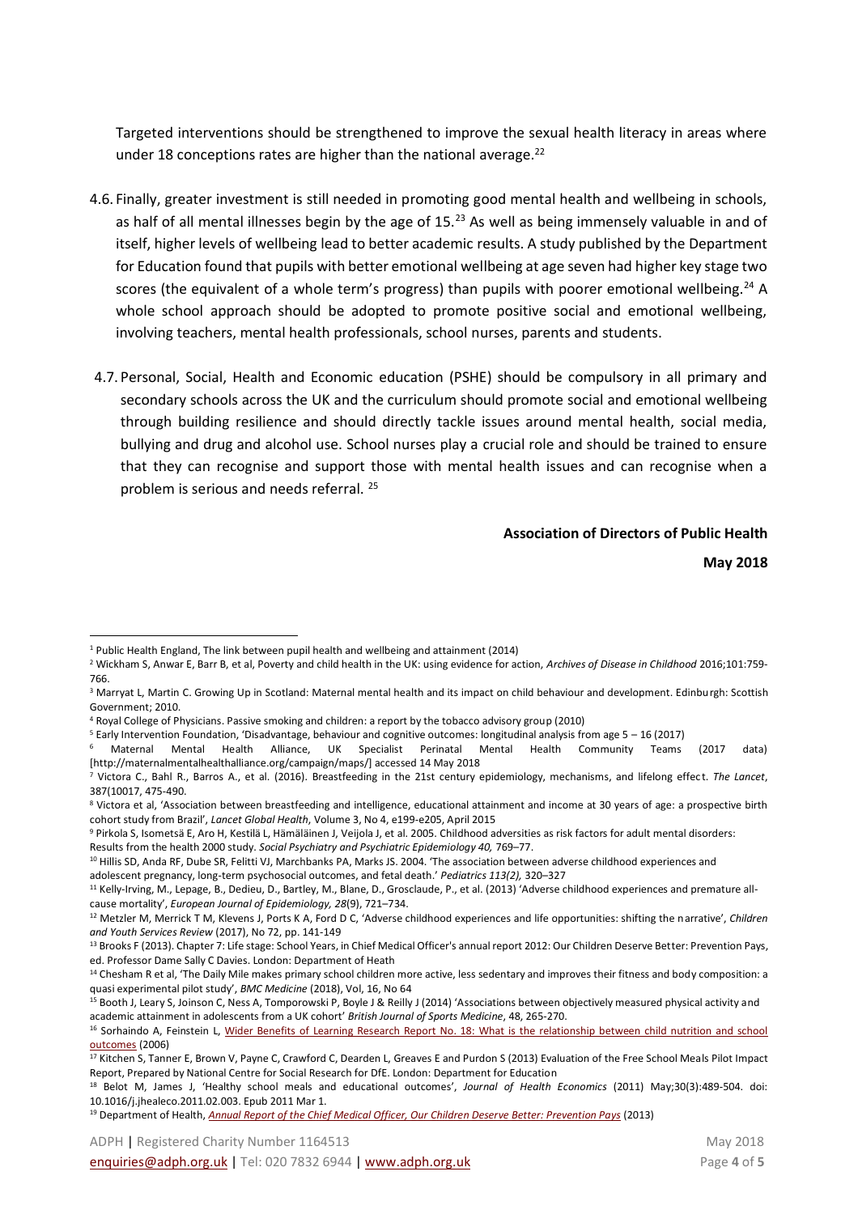Targeted interventions should be strengthened to improve the sexual health literacy in areas where under 18 conceptions rates are higher than the national average.[22]

4.6. Finally, greater investment is still needed in promoting good mental health and wellbeing in schools, as half of all mental illnesses begin by the age of 15.[23] As well as being immensely valuable in and of itself, higher levels of wellbeing lead to better academic results. A study published by the Department for Education found that pupils with better emotional wellbeing at age seven had higher key stage two scores (the equivalent of a whole term's progress) than pupils with poorer emotional wellbeing.[24] A whole school approach should be adopted to promote positive social and emotional wellbeing, involving teachers, mental health professionals, school nurses, parents and students.

4.7. Personal, Social, Health and Economic education (PSHE) should be compulsory in all primary and secondary schools across the UK and the curriculum should promote social and emotional wellbeing through building resilience and should directly tackle issues around mental health, social media, bullying and drug and alcohol use. School nurses play a crucial role and should be trained to ensure that they can recognise and support those with mental health issues and can recognise when a problem is serious and needs referral. [25]

**Association of Directors of Public Health**

**May 2018**

---

[1] Public Health England, The link between pupil health and wellbeing and attainment (2014)

[2] Wickham S, Anwar E, Barr B, et al, Poverty and child health in the UK: using evidence for action, *Archives of Disease in Childhood* 2016;101:759-766.

[3] Marryat L, Martin C. Growing Up in Scotland: Maternal mental health and its impact on child behaviour and development. Edinburgh: Scottish Government; 2010.

[4] Royal College of Physicians. Passive smoking and children: a report by the tobacco advisory group (2010)

[5] Early Intervention Foundation, 'Disadvantage, behaviour and cognitive outcomes: longitudinal analysis from age 5 – 16 (2017)

[6] Maternal Mental Health Alliance, UK Specialist Perinatal Mental Health Community Teams (2017 data) [http://maternalmentalhealthalliance.org/campaign/maps/] accessed 14 May 2018

[7] Victora C., Bahl R., Barros A., et al. (2016). Breastfeeding in the 21st century epidemiology, mechanisms, and lifelong effect. *The Lancet*, 387(10017, 475-490.

[8] Victora et al, 'Association between breastfeeding and intelligence, educational attainment and income at 30 years of age: a prospective birth cohort study from Brazil', *Lancet Global Health*, Volume 3, No 4, e199-e205, April 2015

[9] Pirkola S, Isometsä E, Aro H, Kestilä L, Hämäläinen J, Veijola J, et al. 2005. Childhood adversities as risk factors for adult mental disorders: Results from the health 2000 study. *Social Psychiatry and Psychiatric Epidemiology 40,* 769–77.

[10] Hillis SD, Anda RF, Dube SR, Felitti VJ, Marchbanks PA, Marks JS. 2004. 'The association between adverse childhood experiences and adolescent pregnancy, long-term psychosocial outcomes, and fetal death.' *Pediatrics 113(2),* 320–327

[11] Kelly-Irving, M., Lepage, B., Dedieu, D., Bartley, M., Blane, D., Grosclaude, P., et al. (2013) 'Adverse childhood experiences and premature all-cause mortality', *European Journal of Epidemiology, 28*(9), 721–734.

[12] Metzler M, Merrick T M, Klevens J, Ports K A, Ford D C, 'Adverse childhood experiences and life opportunities: shifting the narrative', *Children and Youth Services Review* (2017), No 72, pp. 141-149

[13] Brooks F (2013). Chapter 7: Life stage: School Years, in Chief Medical Officer's annual report 2012: Our Children Deserve Better: Prevention Pays, ed. Professor Dame Sally C Davies. London: Department of Heath

[14] Chesham R et al, 'The Daily Mile makes primary school children more active, less sedentary and improves their fitness and body composition: a quasi experimental pilot study', *BMC Medicine* (2018), Vol, 16, No 64

[15] Booth J, Leary S, Joinson C, Ness A, Tomporowski P, Boyle J & Reilly J (2014) 'Associations between objectively measured physical activity and academic attainment in adolescents from a UK cohort' *British Journal of Sports Medicine*, 48, 265-270.

[16] Sorhaindo A, Feinstein L, Wider Benefits of Learning Research Report No. 18: What is the relationship between child nutrition and school outcomes (2006)

[17] Kitchen S, Tanner E, Brown V, Payne C, Crawford C, Dearden L, Greaves E and Purdon S (2013) Evaluation of the Free School Meals Pilot Impact Report, Prepared by National Centre for Social Research for DfE. London: Department for Education

[18] Belot M, James J, 'Healthy school meals and educational outcomes', *Journal of Health Economics* (2011) May;30(3):489-504. doi: 10.1016/j.jhealeco.2011.02.003. Epub 2011 Mar 1.

[19] Department of Health, *Annual Report of the Chief Medical Officer, Our Children Deserve Better: Prevention Pays* (2013)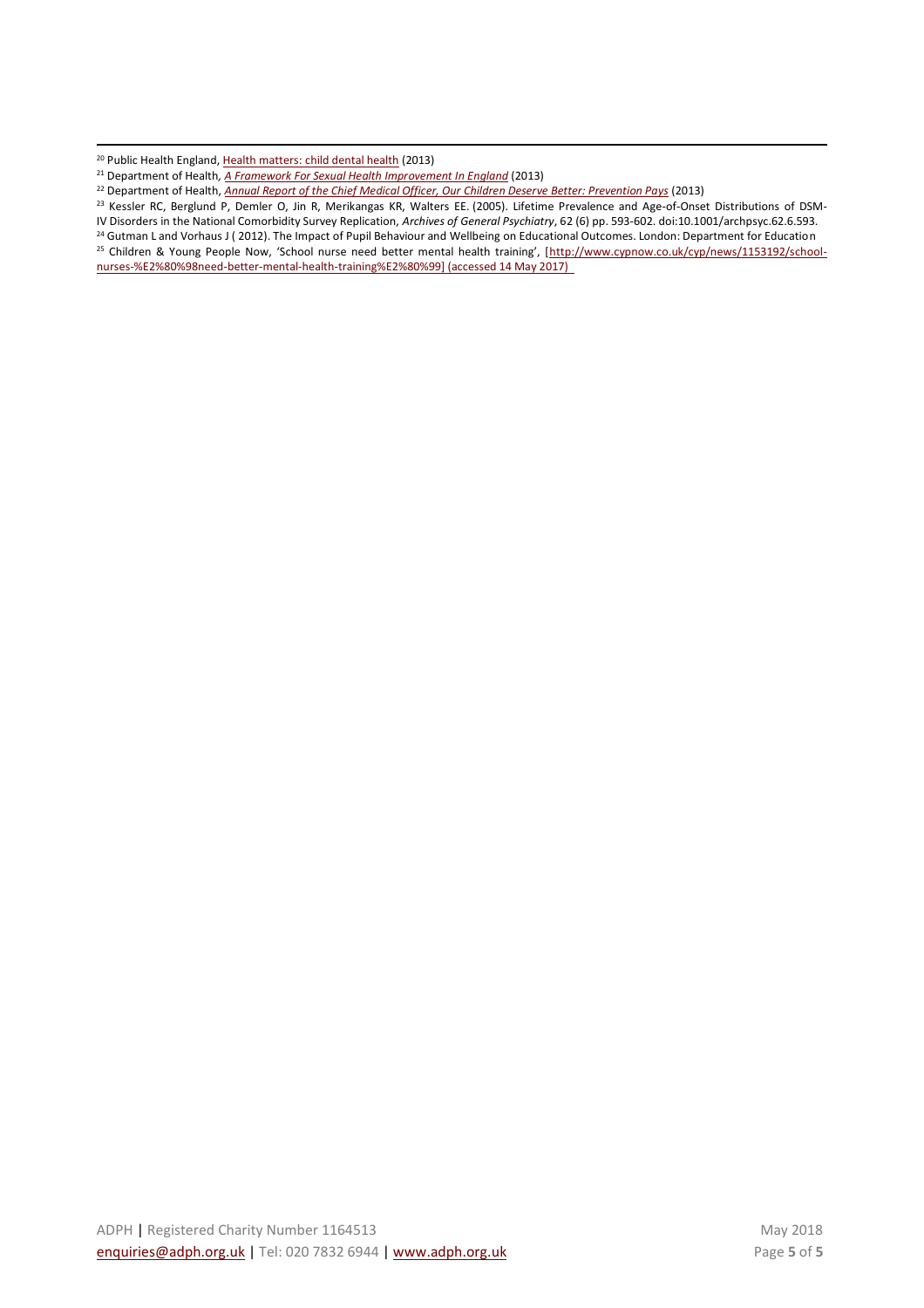[20] Public Health England, Health matters: child dental health (2013)

[21] Department of Health, *A Framework For Sexual Health Improvement In England* (2013)

[22] Department of Health, *Annual Report of the Chief Medical Officer, Our Children Deserve Better: Prevention Pays* (2013)

[23] Kessler RC, Berglund P, Demler O, Jin R, Merikangas KR, Walters EE. (2005). Lifetime Prevalence and Age-of-Onset Distributions of DSM-IV Disorders in the National Comorbidity Survey Replication, *Archives of General Psychiatry*, 62 (6) pp. 593-602. doi:10.1001/archpsyc.62.6.593.

[24] Gutman L and Vorhaus J ( 2012). The Impact of Pupil Behaviour and Wellbeing on Educational Outcomes. London: Department for Education

[25] Children & Young People Now, 'School nurse need better mental health training', [http://www.cypnow.co.uk/cyp/news/1153192/school-nurses-%E2%80%98need-better-mental-health-training%E2%80%99] (accessed 14 May 2017)

ADPH | Registered Charity Number 1164513

May 2018

enquiries@adph.org.uk | Tel: 020 7832 6944 | www.adph.org.uk